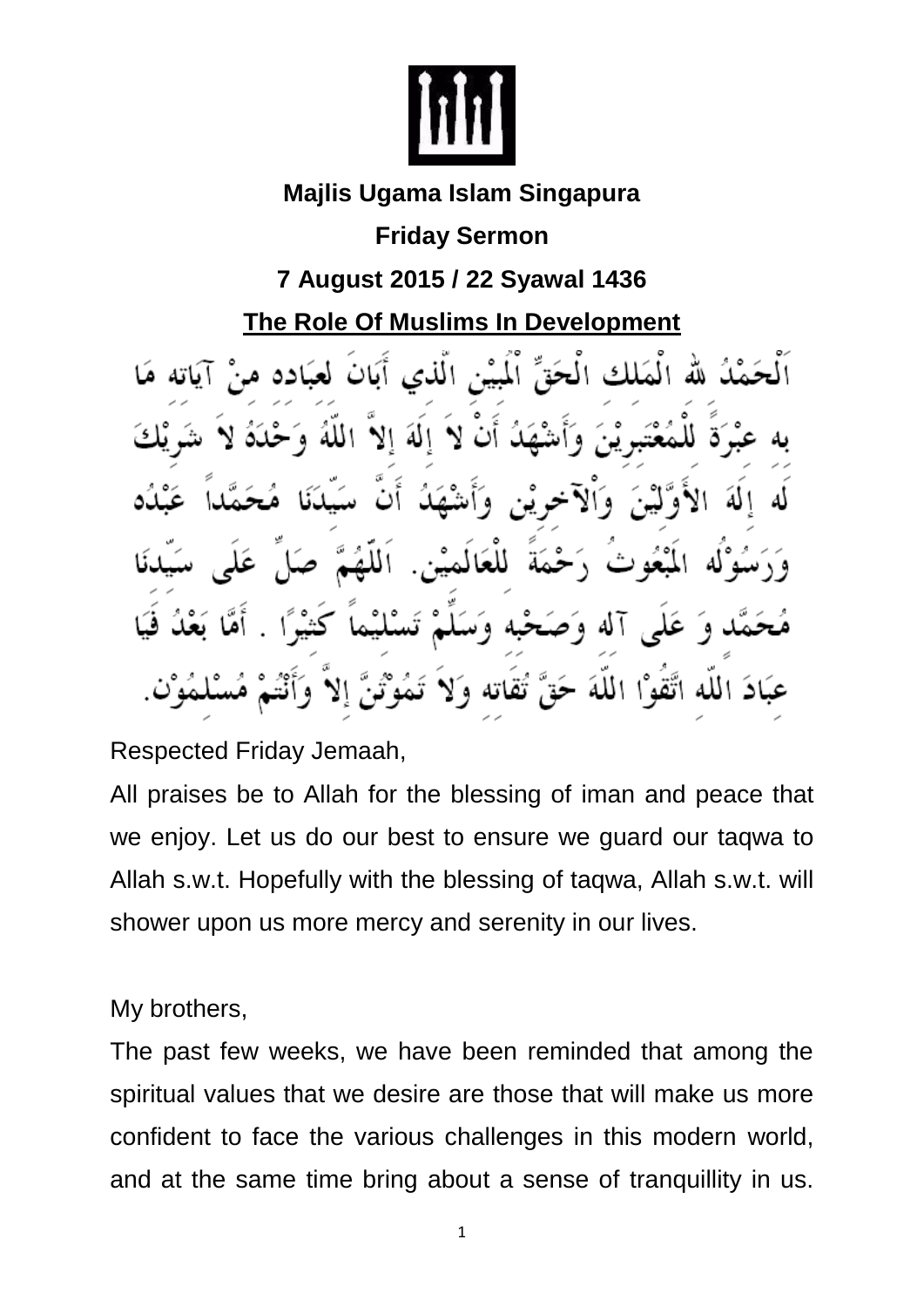**Majlis Ugama Islam Singapura**

**Friday Sermon**

**7 August 2015 / 22 Syawal 1436**

## The Role Of Muslims In Development

اَلْحَمْدُ لله الْمَلك الْحَقِّ الْمُبِيْن الَّذي أَبَانَ لعبَاده منْ آيَاته مَا به عبْرَةً للْمُعْتَبرِيْنَ وَأَشْهَدُ أَنْ لاَ إِلَهَ إِلاَّ اللّهُ وَحْدَهُ لاَ شَرِيْكَ لَه إِلَهَ الأَوَّلِيْنَ وَالآخرِيْن وَأَشْهَدُ أَنَّ سَيِّدَنَا مُحَمَّداً عَبْدُه وَرَسُوْلُه الْمَبْعُوثُ رَحْمَةً لِلْعَالَمِيْن. اَللّهُمَّ صَلِّ عَلَى سَيِّدنَا مُحَمَّد وَ عَلَى آله وَصَحْبه وَسَلِّمْ تَسْليْماً كَثيْرًا . أَمَّا بَعْدُ فَيَا عبَادَ اللّه اتَّقُوْا اللّهَ حَقَّ تُقَاته وَلاَ تَمُوْتُنَّ إلاَّ وَأَنْتُمْ مُسْلمُوْن.

Respected Friday Jemaah,

All praises be to Allah for the blessing of iman and peace that we enjoy. Let us do our best to ensure we guard our taqwa to Allah s.w.t. Hopefully with the blessing of taqwa, Allah s.w.t. will shower upon us more mercy and serenity in our lives.

My brothers,

The past few weeks, we have been reminded that among the spiritual values that we desire are those that will make us more confident to face the various challenges in this modern world, and at the same time bring about a sense of tranquillity in us.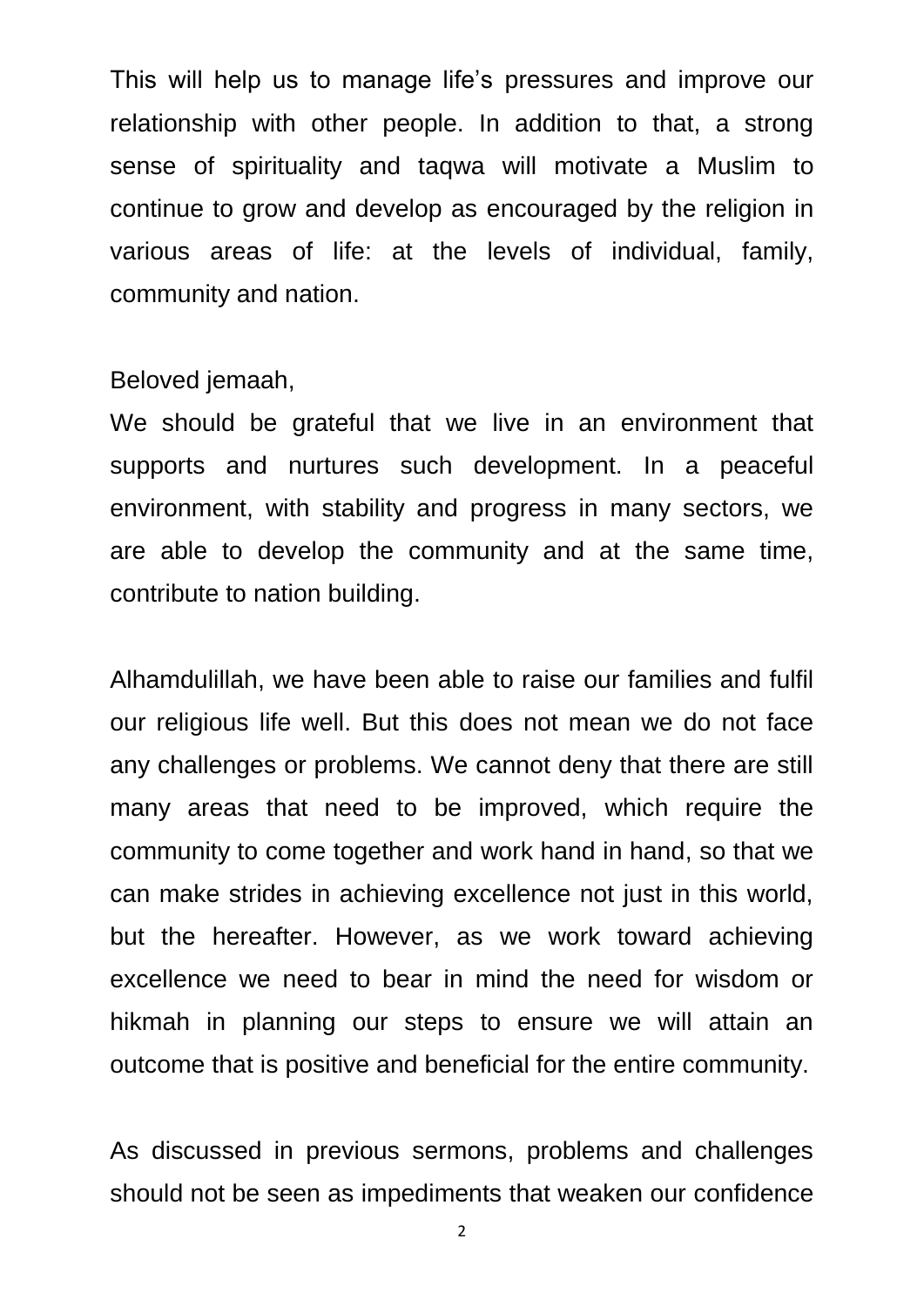This will help us to manage life's pressures and improve our relationship with other people. In addition to that, a strong sense of spirituality and taqwa will motivate a Muslim to continue to grow and develop as encouraged by the religion in various areas of life: at the levels of individual, family, community and nation.

Beloved jemaah,

We should be grateful that we live in an environment that supports and nurtures such development. In a peaceful environment, with stability and progress in many sectors, we are able to develop the community and at the same time, contribute to nation building.

Alhamdulillah, we have been able to raise our families and fulfil our religious life well. But this does not mean we do not face any challenges or problems. We cannot deny that there are still many areas that need to be improved, which require the community to come together and work hand in hand, so that we can make strides in achieving excellence not just in this world, but the hereafter. However, as we work toward achieving excellence we need to bear in mind the need for wisdom or hikmah in planning our steps to ensure we will attain an outcome that is positive and beneficial for the entire community.

As discussed in previous sermons, problems and challenges should not be seen as impediments that weaken our confidence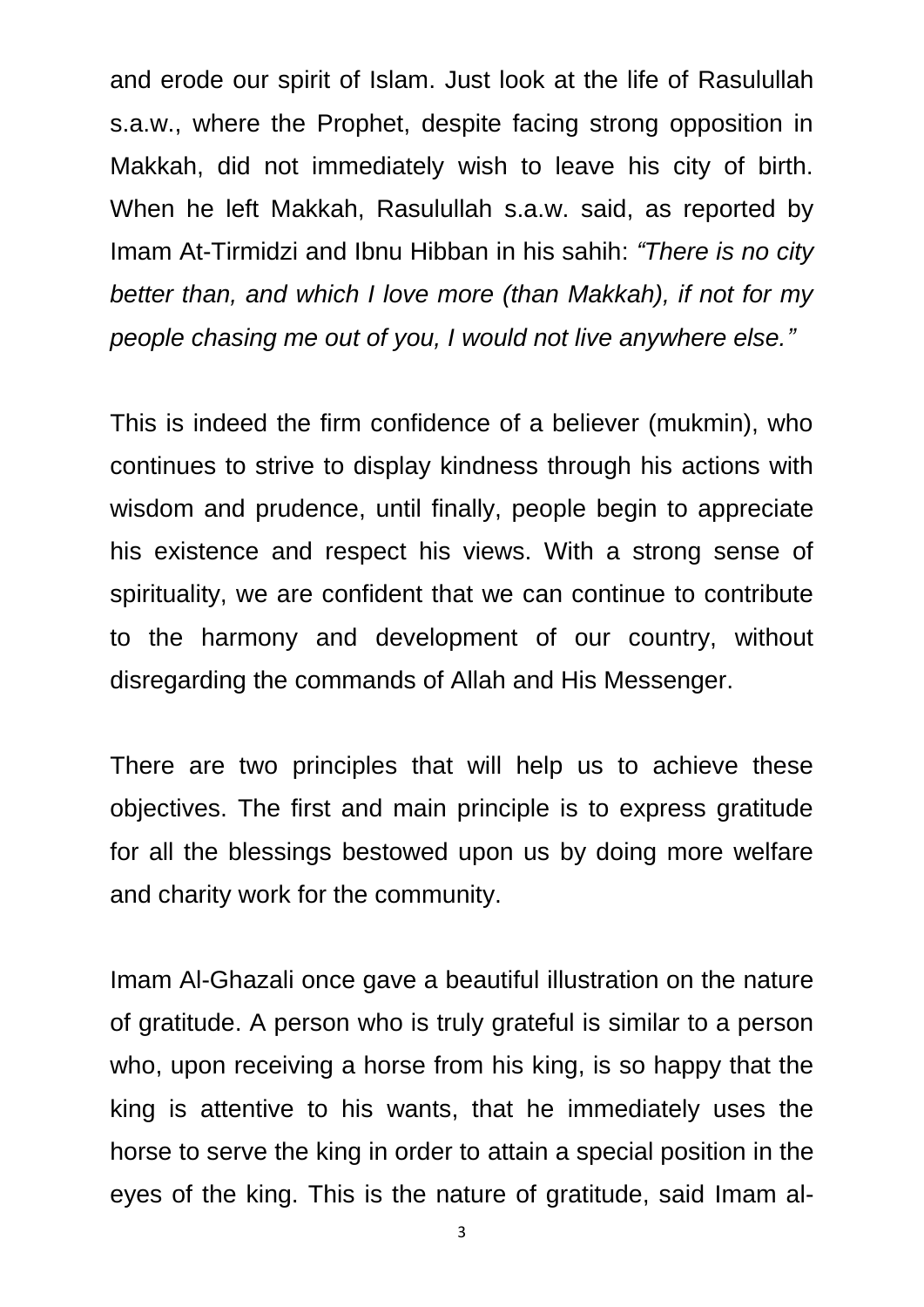and erode our spirit of Islam. Just look at the life of Rasulullah s.a.w., where the Prophet, despite facing strong opposition in Makkah, did not immediately wish to leave his city of birth. When he left Makkah, Rasulullah s.a.w. said, as reported by Imam At-Tirmidzi and Ibnu Hibban in his sahih: *"There is no city better than, and which I love more (than Makkah), if not for my people chasing me out of you, I would not live anywhere else."*

This is indeed the firm confidence of a believer (mukmin), who continues to strive to display kindness through his actions with wisdom and prudence, until finally, people begin to appreciate his existence and respect his views. With a strong sense of spirituality, we are confident that we can continue to contribute to the harmony and development of our country, without disregarding the commands of Allah and His Messenger.

There are two principles that will help us to achieve these objectives. The first and main principle is to express gratitude for all the blessings bestowed upon us by doing more welfare and charity work for the community.

Imam Al-Ghazali once gave a beautiful illustration on the nature of gratitude. A person who is truly grateful is similar to a person who, upon receiving a horse from his king, is so happy that the king is attentive to his wants, that he immediately uses the horse to serve the king in order to attain a special position in the eyes of the king. This is the nature of gratitude, said Imam al-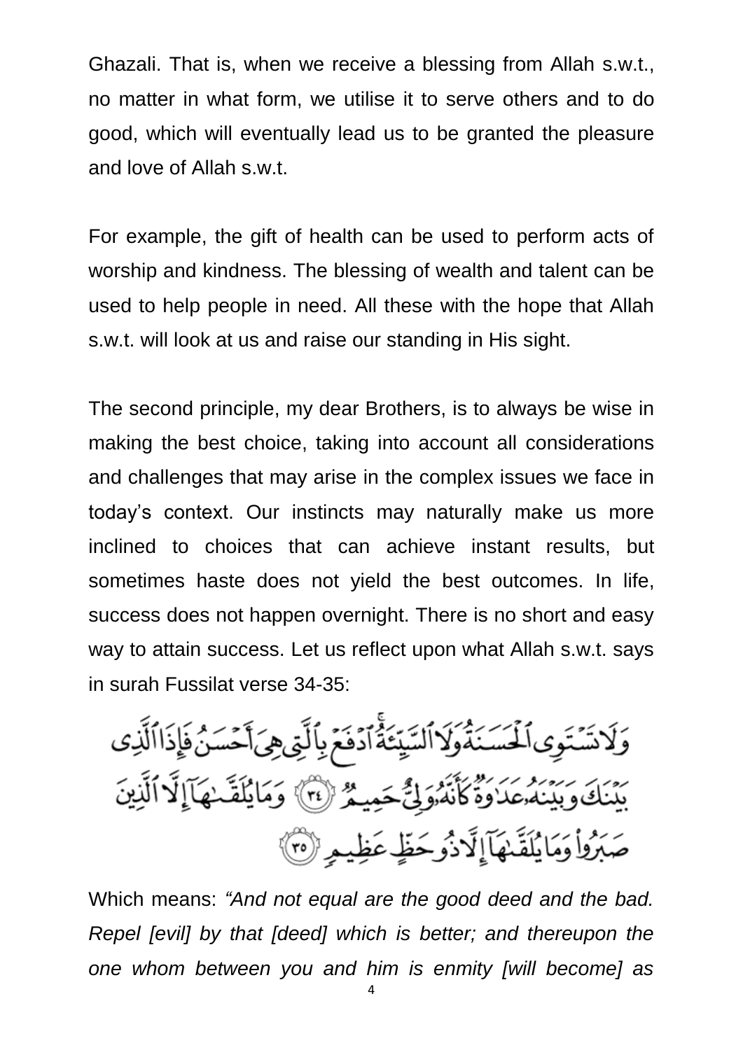Ghazali. That is, when we receive a blessing from Allah s.w.t., no matter in what form, we utilise it to serve others and to do good, which will eventually lead us to be granted the pleasure and love of Allah s.w.t.

For example, the gift of health can be used to perform acts of worship and kindness. The blessing of wealth and talent can be used to help people in need. All these with the hope that Allah s.w.t. will look at us and raise our standing in His sight.

The second principle, my dear Brothers, is to always be wise in making the best choice, taking into account all considerations and challenges that may arise in the complex issues we face in today's context. Our instincts may naturally make us more inclined to choices that can achieve instant results, but sometimes haste does not yield the best outcomes. In life, success does not happen overnight. There is no short and easy way to attain success. Let us reflect upon what Allah s.w.t. says in surah Fussilat verse 34-35:

وَلَا تَسْتَوِى ٱلْحَسَنَةُ وَلَا ٱلسَّيِّئَةُ ۚ ٱدْفَعْ بِٱلَّتِى هِىَ أَحْسَنُ فَإِذَا ٱلَّذِى بَيْنَكَ وَبَيْنَهُۥ عَدَٰوَةٌ كَأَنَّهُۥ وَلِىٌّ حَمِيمٌ ﴿٣٤﴾ وَمَا يُلَقَّىٰهَآ إِلَّا ٱلَّذِينَ صَبَرُوا۟ وَمَا يُلَقَّىٰهَآ إِلَّا ذُو حَظٍّ عَظِيمٍ ﴿٣٥﴾

Which means: *"And not equal are the good deed and the bad. Repel [evil] by that [deed] which is better; and thereupon the one whom between you and him is enmity [will become] as*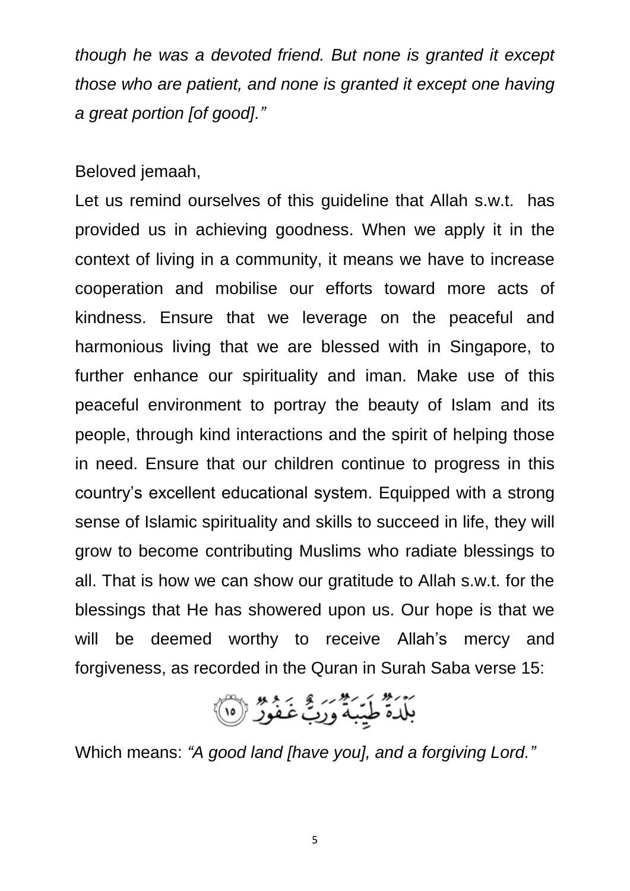*though he was a devoted friend. But none is granted it except those who are patient, and none is granted it except one having a great portion [of good].”*

Beloved jemaah,

Let us remind ourselves of this guideline that Allah s.w.t. has provided us in achieving goodness. When we apply it in the context of living in a community, it means we have to increase cooperation and mobilise our efforts toward more acts of kindness. Ensure that we leverage on the peaceful and harmonious living that we are blessed with in Singapore, to further enhance our spirituality and iman. Make use of this peaceful environment to portray the beauty of Islam and its people, through kind interactions and the spirit of helping those in need. Ensure that our children continue to progress in this country’s excellent educational system. Equipped with a strong sense of Islamic spirituality and skills to succeed in life, they will grow to become contributing Muslims who radiate blessings to all. That is how we can show our gratitude to Allah s.w.t. for the blessings that He has showered upon us. Our hope is that we will be deemed worthy to receive Allah’s mercy and forgiveness, as recorded in the Quran in Surah Saba verse 15:

بَلْدَةٌ طَيِّبَةٌ وَرَبٌّ غَفُورٌ ﴿١٥﴾

Which means: *“A good land [have you], and a forgiving Lord.”*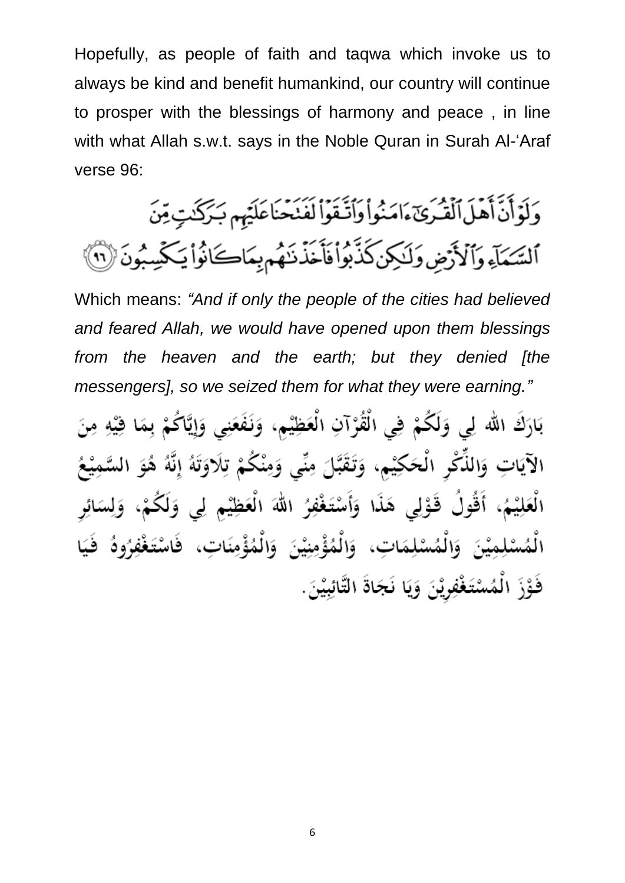Hopefully, as people of faith and taqwa which invoke us to always be kind and benefit humankind, our country will continue to prosper with the blessings of harmony and peace , in line with what Allah s.w.t. says in the Noble Quran in Surah Al-'Araf verse 96:

وَلَوْ أَنَّ أَهْلَ ٱلْقُرَىٰٓ ءَامَنُوا۟ وَٱتَّقَوْا۟ لَفَتَحْنَا عَلَيْهِم بَرَكَـٰتٍ مِّنَ ٱلسَّمَآءِ وَٱلْأَرْضِ وَلَـٰكِن كَذَّبُوا۟ فَأَخَذْنَـٰهُم بِمَا كَانُوا۟ يَكْسِبُونَ ﴿٩٦﴾

Which means: *"And if only the people of the cities had believed and feared Allah, we would have opened upon them blessings from the heaven and the earth; but they denied [the messengers], so we seized them for what they were earning."*

بَارَكَ اللهُ لِي وَلَكُمْ فِي الْقُرْآنِ الْعَظِيْمِ، وَنَفَعَنِي وَإِيَّاكُمْ بِمَا فِيْهِ مِنَ الآيَاتِ وَالذِّكْرِ الْحَكِيْمِ، وَتَقَبَّلَ مِنِّي وَمِنْكُمْ تِلَاوَتَهُ إِنَّهُ هُوَ السَّمِيْعُ الْعَلِيْمُ، أَقُوْلُ قَوْلِي هَذَا وَأَسْتَغْفِرُ اللهَ الْعَظِيْمَ لِي وَلَكُمْ، وَلِسَائِرِ الْمُسْلِمِيْنَ وَالْمُسْلِمَاتِ، وَالْمُؤْمِنِيْنَ وَالْمُؤْمِنَاتِ، فَاسْتَغْفِرُوهُ فَيَا فَوْزَ الْمُسْتَغْفِرِيْنَ وَيَا نَجَاةَ التَّائِبِيْنَ.